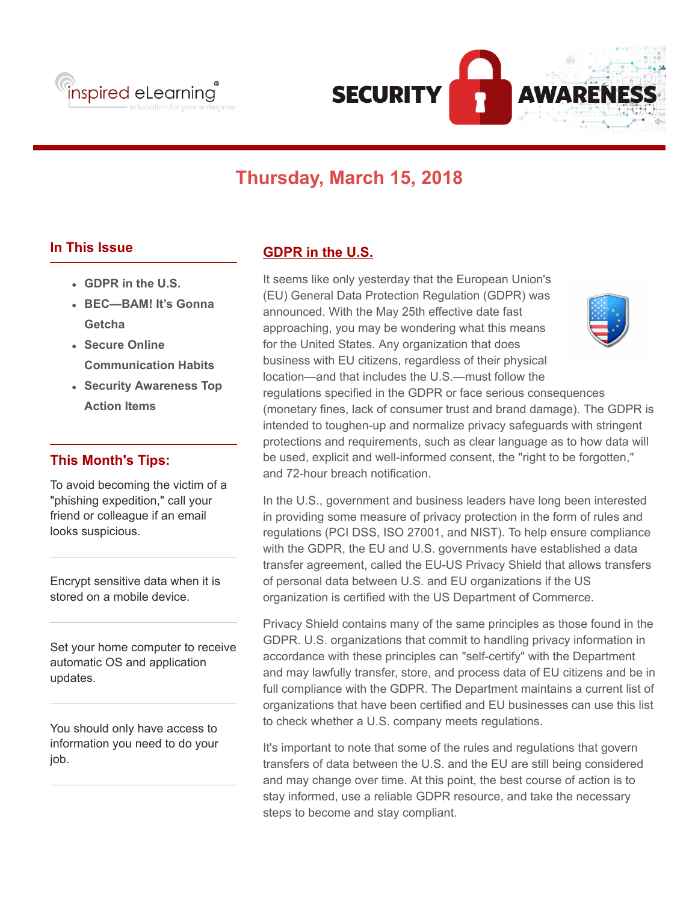inspired eLearning® — education for your enterprise

# SECURITY AWARENESS

## Thursday, March 15, 2018

### In This Issue

- GDPR in the U.S.
- BEC—BAM! It's Gonna Getcha
- Secure Online Communication Habits
- Security Awareness Top Action Items

### This Month's Tips:

To avoid becoming the victim of a "phishing expedition," call your friend or colleague if an email looks suspicious.

---

Encrypt sensitive data when it is stored on a mobile device.

---

Set your home computer to receive automatic OS and application updates.

---

You should only have access to information you need to do your job.

---

## GDPR in the U.S.

It seems like only yesterday that the European Union's (EU) General Data Protection Regulation (GDPR) was announced. With the May 25th effective date fast approaching, you may be wondering what this means for the United States. Any organization that does business with EU citizens, regardless of their physical location—and that includes the U.S.—must follow the regulations specified in the GDPR or face serious consequences (monetary fines, lack of consumer trust and brand damage). The GDPR is intended to toughen-up and normalize privacy safeguards with stringent protections and requirements, such as clear language as to how data will be used, explicit and well-informed consent, the "right to be forgotten," and 72-hour breach notification.

In the U.S., government and business leaders have long been interested in providing some measure of privacy protection in the form of rules and regulations (PCI DSS, ISO 27001, and NIST). To help ensure compliance with the GDPR, the EU and U.S. governments have established a data transfer agreement, called the EU-US Privacy Shield that allows transfers of personal data between U.S. and EU organizations if the US organization is certified with the US Department of Commerce.

Privacy Shield contains many of the same principles as those found in the GDPR. U.S. organizations that commit to handling privacy information in accordance with these principles can "self-certify" with the Department and may lawfully transfer, store, and process data of EU citizens and be in full compliance with the GDPR. The Department maintains a current list of organizations that have been certified and EU businesses can use this list to check whether a U.S. company meets regulations.

It's important to note that some of the rules and regulations that govern transfers of data between the U.S. and the EU are still being considered and may change over time. At this point, the best course of action is to stay informed, use a reliable GDPR resource, and take the necessary steps to become and stay compliant.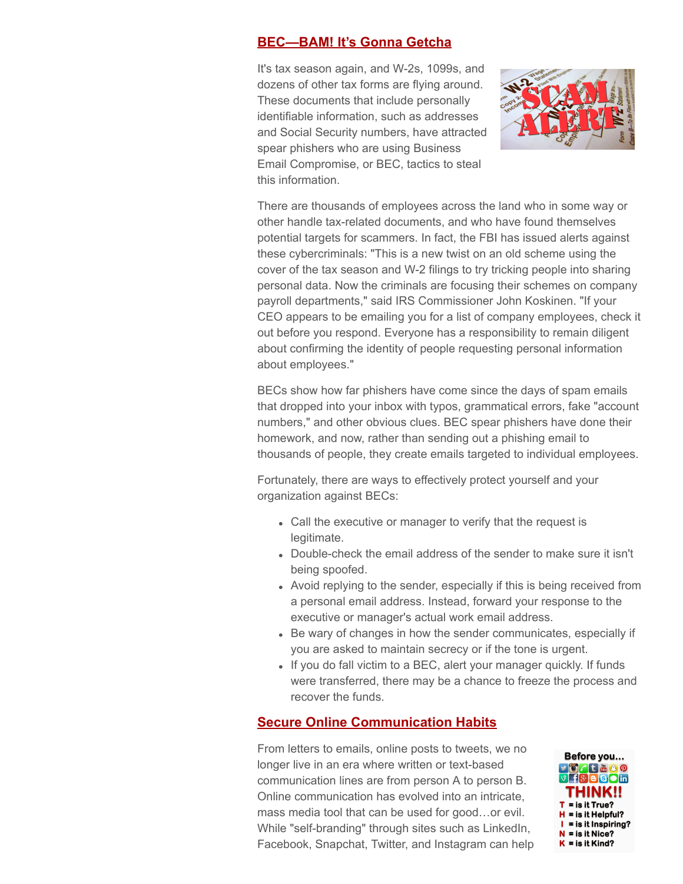## BEC—BAM! It's Gonna Getcha

It's tax season again, and W-2s, 1099s, and dozens of other tax forms are flying around. These documents that include personally identifiable information, such as addresses and Social Security numbers, have attracted spear phishers who are using Business Email Compromise, or BEC, tactics to steal this information.

There are thousands of employees across the land who in some way or other handle tax-related documents, and who have found themselves potential targets for scammers. In fact, the FBI has issued alerts against these cybercriminals: "This is a new twist on an old scheme using the cover of the tax season and W-2 filings to try tricking people into sharing personal data. Now the criminals are focusing their schemes on company payroll departments," said IRS Commissioner John Koskinen. "If your CEO appears to be emailing you for a list of company employees, check it out before you respond. Everyone has a responsibility to remain diligent about confirming the identity of people requesting personal information about employees."

BECs show how far phishers have come since the days of spam emails that dropped into your inbox with typos, grammatical errors, fake "account numbers," and other obvious clues. BEC spear phishers have done their homework, and now, rather than sending out a phishing email to thousands of people, they create emails targeted to individual employees.

Fortunately, there are ways to effectively protect yourself and your organization against BECs:

- Call the executive or manager to verify that the request is legitimate.
- Double-check the email address of the sender to make sure it isn't being spoofed.
- Avoid replying to the sender, especially if this is being received from a personal email address. Instead, forward your response to the executive or manager's actual work email address.
- Be wary of changes in how the sender communicates, especially if you are asked to maintain secrecy or if the tone is urgent.
- If you do fall victim to a BEC, alert your manager quickly. If funds were transferred, there may be a chance to freeze the process and recover the funds.

## Secure Online Communication Habits

From letters to emails, online posts to tweets, we no longer live in an era where written or text-based communication lines are from person A to person B. Online communication has evolved into an intricate, mass media tool that can be used for good…or evil. While "self-branding" through sites such as LinkedIn, Facebook, Snapchat, Twitter, and Instagram can help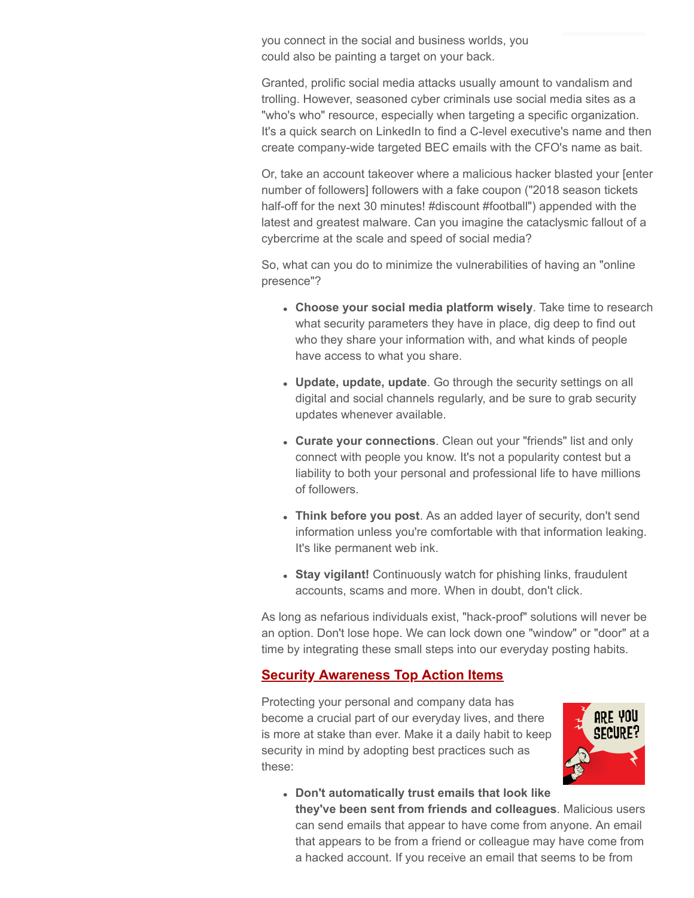you connect in the social and business worlds, you could also be painting a target on your back.

Granted, prolific social media attacks usually amount to vandalism and trolling. However, seasoned cyber criminals use social media sites as a "who's who" resource, especially when targeting a specific organization. It's a quick search on LinkedIn to find a C-level executive's name and then create company-wide targeted BEC emails with the CFO's name as bait.

Or, take an account takeover where a malicious hacker blasted your [enter number of followers] followers with a fake coupon ("2018 season tickets half-off for the next 30 minutes! #discount #football") appended with the latest and greatest malware. Can you imagine the cataclysmic fallout of a cybercrime at the scale and speed of social media?

So, what can you do to minimize the vulnerabilities of having an "online presence"?

- **Choose your social media platform wisely**. Take time to research what security parameters they have in place, dig deep to find out who they share your information with, and what kinds of people have access to what you share.
- **Update, update, update**. Go through the security settings on all digital and social channels regularly, and be sure to grab security updates whenever available.
- **Curate your connections**. Clean out your "friends" list and only connect with people you know. It's not a popularity contest but a liability to both your personal and professional life to have millions of followers.
- **Think before you post**. As an added layer of security, don't send information unless you're comfortable with that information leaking. It's like permanent web ink.
- **Stay vigilant!** Continuously watch for phishing links, fraudulent accounts, scams and more. When in doubt, don't click.

As long as nefarious individuals exist, "hack-proof" solutions will never be an option. Don't lose hope. We can lock down one "window" or "door" at a time by integrating these small steps into our everyday posting habits.

## Security Awareness Top Action Items

Protecting your personal and company data has become a crucial part of our everyday lives, and there is more at stake than ever. Make it a daily habit to keep security in mind by adopting best practices such as these:

- **Don't automatically trust emails that look like they've been sent from friends and colleagues**. Malicious users can send emails that appear to have come from anyone. An email that appears to be from a friend or colleague may have come from a hacked account. If you receive an email that seems to be from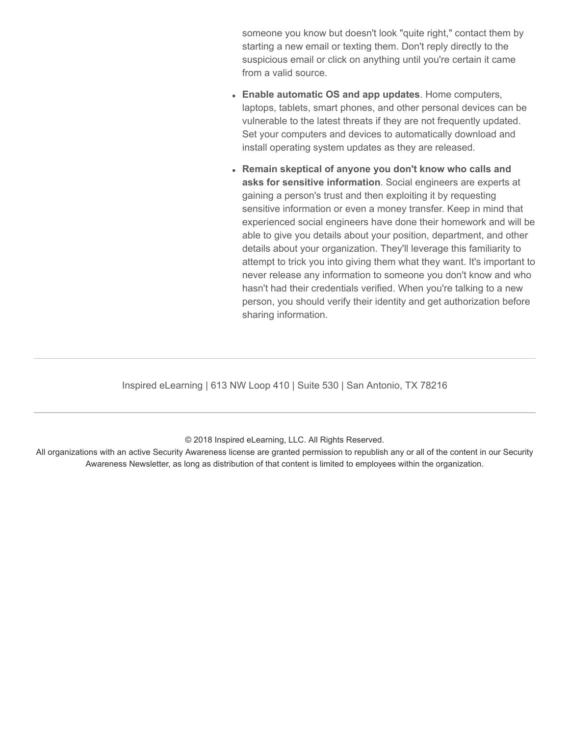someone you know but doesn't look "quite right," contact them by starting a new email or texting them. Don't reply directly to the suspicious email or click on anything until you're certain it came from a valid source.

- **Enable automatic OS and app updates**. Home computers, laptops, tablets, smart phones, and other personal devices can be vulnerable to the latest threats if they are not frequently updated. Set your computers and devices to automatically download and install operating system updates as they are released.
- **Remain skeptical of anyone you don't know who calls and asks for sensitive information**. Social engineers are experts at gaining a person's trust and then exploiting it by requesting sensitive information or even a money transfer. Keep in mind that experienced social engineers have done their homework and will be able to give you details about your position, department, and other details about your organization. They'll leverage this familiarity to attempt to trick you into giving them what they want. It's important to never release any information to someone you don't know and who hasn't had their credentials verified. When you're talking to a new person, you should verify their identity and get authorization before sharing information.

---

Inspired eLearning | 613 NW Loop 410 | Suite 530 | San Antonio, TX 78216

---

© 2018 Inspired eLearning, LLC. All Rights Reserved.
All organizations with an active Security Awareness license are granted permission to republish any or all of the content in our Security Awareness Newsletter, as long as distribution of that content is limited to employees within the organization.